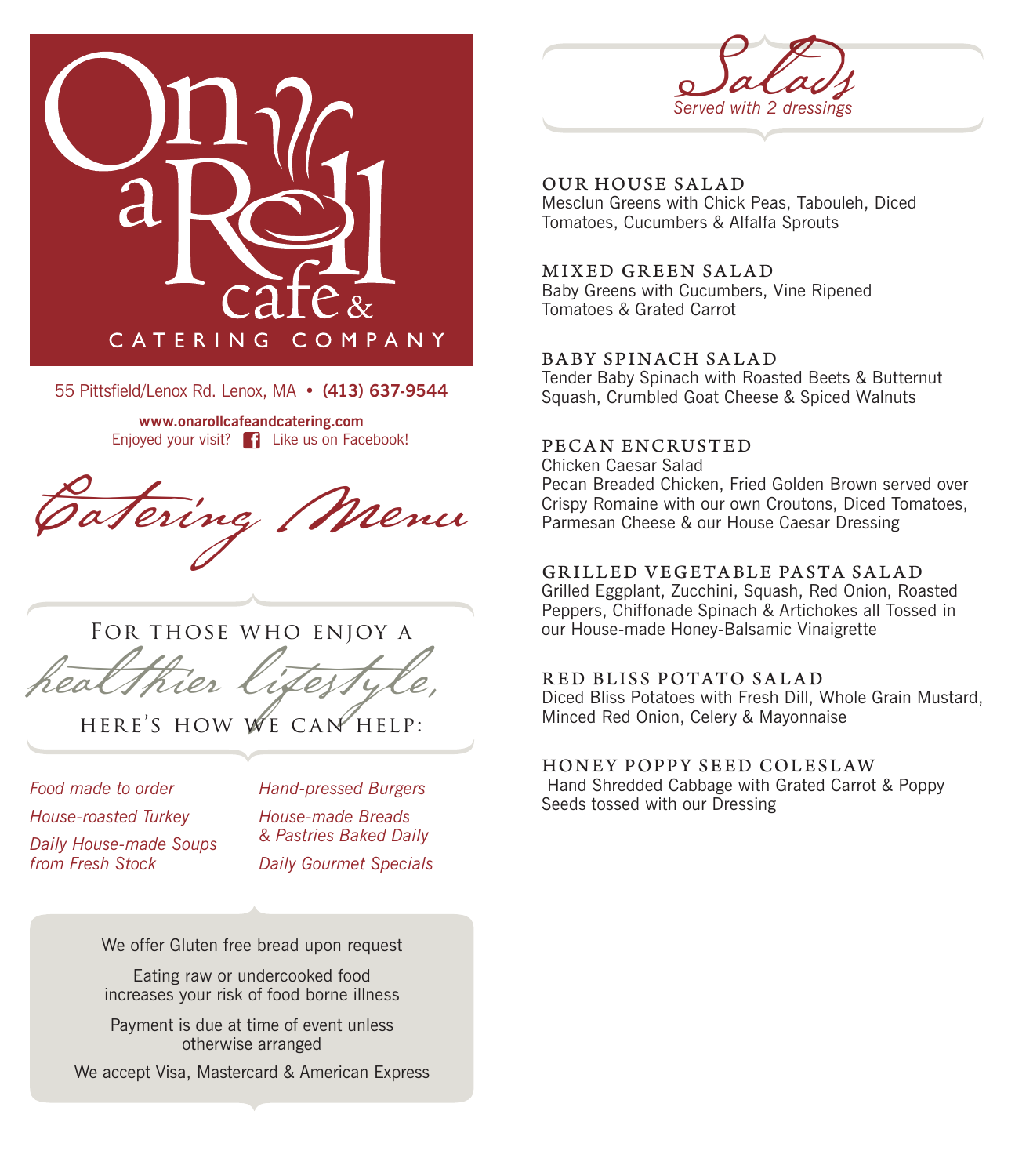# On a Roll cafe & CATERING COMPANY

55 Pittsfield/Lenox Rd. Lenox, MA • **(413) 637-9544**

**www.onarollcafeandcatering.com**
Enjoyed your visit? Like us on Facebook!

## Catering Menu

For those who enjoy a *healthier lifestyle,* here's how we can help:

*Food made to order*

*House-roasted Turkey*

*Daily House-made Soups from Fresh Stock*

*Hand-pressed Burgers*

*House-made Breads & Pastries Baked Daily*

*Daily Gourmet Specials*

We offer Gluten free bread upon request

Eating raw or undercooked food increases your risk of food borne illness

Payment is due at time of event unless otherwise arranged

We accept Visa, Mastercard & American Express

## Salads

*Served with 2 dressings*

### OUR HOUSE SALAD
Mesclun Greens with Chick Peas, Tabouleh, Diced Tomatoes, Cucumbers & Alfalfa Sprouts

### MIXED GREEN SALAD
Baby Greens with Cucumbers, Vine Ripened Tomatoes & Grated Carrot

### BABY SPINACH SALAD
Tender Baby Spinach with Roasted Beets & Butternut Squash, Crumbled Goat Cheese & Spiced Walnuts

### PECAN ENCRUSTED
Chicken Caesar Salad
Pecan Breaded Chicken, Fried Golden Brown served over Crispy Romaine with our own Croutons, Diced Tomatoes, Parmesan Cheese & our House Caesar Dressing

### GRILLED VEGETABLE PASTA SALAD
Grilled Eggplant, Zucchini, Squash, Red Onion, Roasted Peppers, Chiffonade Spinach & Artichokes all Tossed in our House-made Honey-Balsamic Vinaigrette

### RED BLISS POTATO SALAD
Diced Bliss Potatoes with Fresh Dill, Whole Grain Mustard, Minced Red Onion, Celery & Mayonnaise

### HONEY POPPY SEED COLESLAW
Hand Shredded Cabbage with Grated Carrot & Poppy Seeds tossed with our Dressing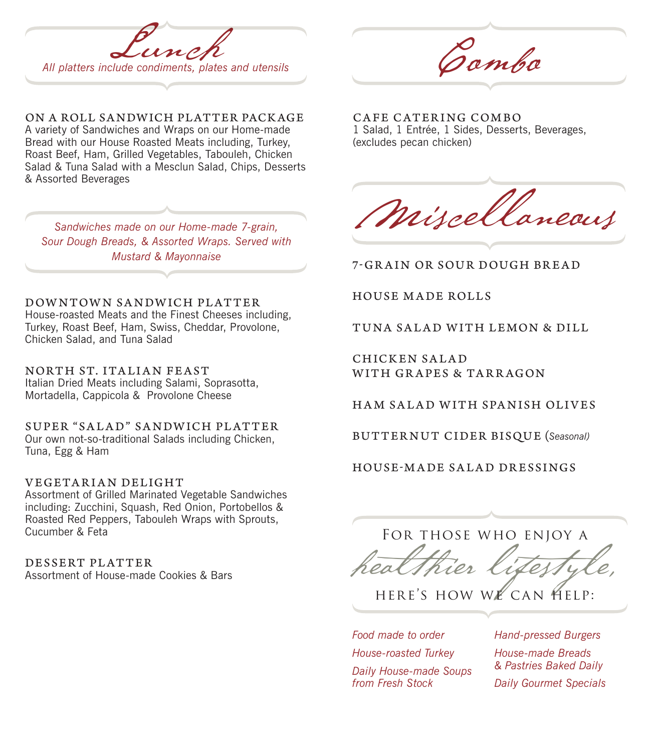# Lunch

*All platters include condiments, plates and utensils*

### ON A ROLL SANDWICH PLATTER PACKAGE

A variety of Sandwiches and Wraps on our Home-made Bread with our House Roasted Meats including, Turkey, Roast Beef, Ham, Grilled Vegetables, Tabouleh, Chicken Salad & Tuna Salad with a Mesclun Salad, Chips, Desserts & Assorted Beverages

*Sandwiches made on our Home-made 7-grain, Sour Dough Breads, & Assorted Wraps. Served with Mustard & Mayonnaise*

### DOWNTOWN SANDWICH PLATTER

House-roasted Meats and the Finest Cheeses including, Turkey, Roast Beef, Ham, Swiss, Cheddar, Provolone, Chicken Salad, and Tuna Salad

### NORTH ST. ITALIAN FEAST

Italian Dried Meats including Salami, Soprasotta, Mortadella, Cappicola & Provolone Cheese

### SUPER "SALAD" SANDWICH PLATTER

Our own not-so-traditional Salads including Chicken, Tuna, Egg & Ham

### VEGETARIAN DELIGHT

Assortment of Grilled Marinated Vegetable Sandwiches including: Zucchini, Squash, Red Onion, Portobellos & Roasted Red Peppers, Tabouleh Wraps with Sprouts, Cucumber & Feta

### DESSERT PLATTER

Assortment of House-made Cookies & Bars

# Combo

### CAFE CATERING COMBO

1 Salad, 1 Entrée, 1 Sides, Desserts, Beverages, (excludes pecan chicken)

# Miscellaneous

### 7-GRAIN OR SOUR DOUGH BREAD

### HOUSE MADE ROLLS

### TUNA SALAD WITH LEMON & DILL

### CHICKEN SALAD WITH GRAPES & TARRAGON

### HAM SALAD WITH SPANISH OLIVES

### BUTTERNUT CIDER BISQUE (*Seasonal*)

### HOUSE-MADE SALAD DRESSINGS

## For those who enjoy a *healthier lifestyle,* here's how we can help:

*Food made to order*

*House-roasted Turkey*

*Daily House-made Soups from Fresh Stock*

*Hand-pressed Burgers*

*House-made Breads & Pastries Baked Daily*

*Daily Gourmet Specials*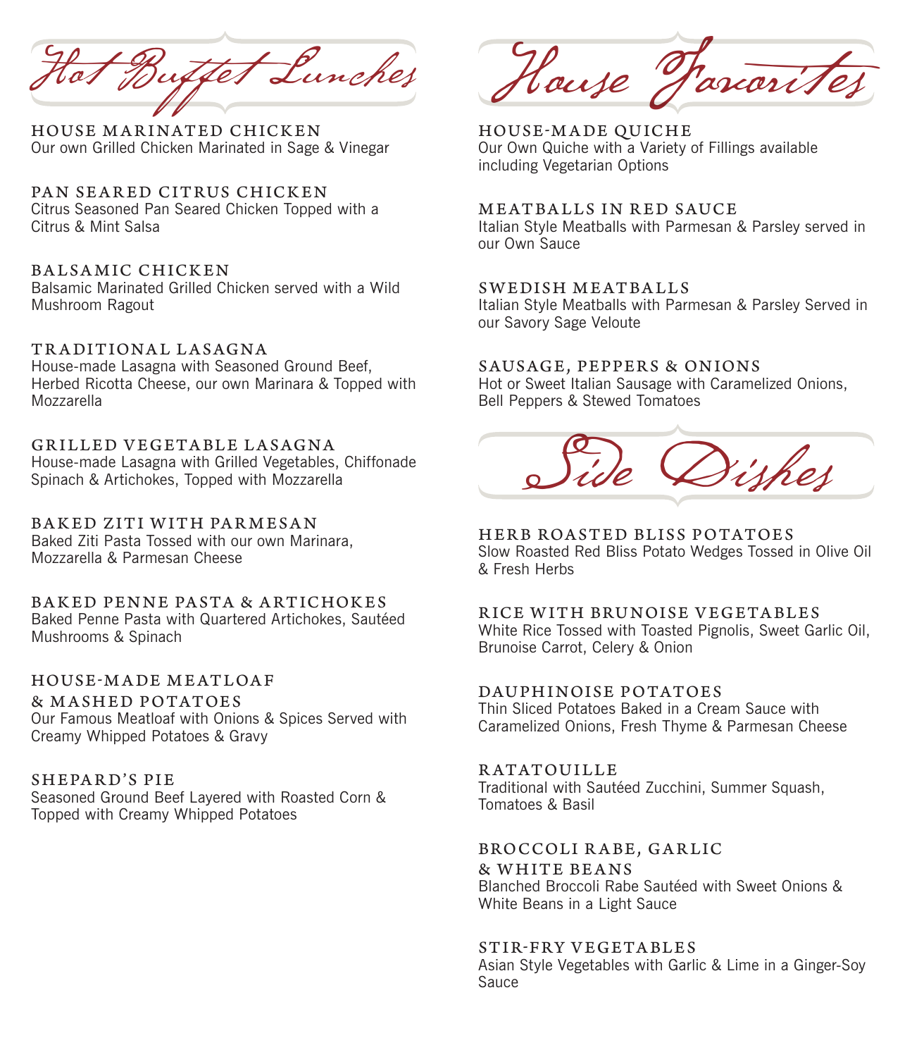# Hot Buffet Lunches

### HOUSE MARINATED CHICKEN
Our own Grilled Chicken Marinated in Sage & Vinegar

### PAN SEARED CITRUS CHICKEN
Citrus Seasoned Pan Seared Chicken Topped with a Citrus & Mint Salsa

### BALSAMIC CHICKEN
Balsamic Marinated Grilled Chicken served with a Wild Mushroom Ragout

### TRADITIONAL LASAGNA
House-made Lasagna with Seasoned Ground Beef, Herbed Ricotta Cheese, our own Marinara & Topped with Mozzarella

### GRILLED VEGETABLE LASAGNA
House-made Lasagna with Grilled Vegetables, Chiffonade Spinach & Artichokes, Topped with Mozzarella

### BAKED ZITI WITH PARMESAN
Baked Ziti Pasta Tossed with our own Marinara, Mozzarella & Parmesan Cheese

### BAKED PENNE PASTA & ARTICHOKES
Baked Penne Pasta with Quartered Artichokes, Sautéed Mushrooms & Spinach

### HOUSE-MADE MEATLOAF & MASHED POTATOES
Our Famous Meatloaf with Onions & Spices Served with Creamy Whipped Potatoes & Gravy

### SHEPARD'S PIE
Seasoned Ground Beef Layered with Roasted Corn & Topped with Creamy Whipped Potatoes

# House Favorites

### HOUSE-MADE QUICHE
Our Own Quiche with a Variety of Fillings available including Vegetarian Options

### MEATBALLS IN RED SAUCE
Italian Style Meatballs with Parmesan & Parsley served in our Own Sauce

### SWEDISH MEATBALLS
Italian Style Meatballs with Parmesan & Parsley Served in our Savory Sage Veloute

### SAUSAGE, PEPPERS & ONIONS
Hot or Sweet Italian Sausage with Caramelized Onions, Bell Peppers & Stewed Tomatoes

# Side Dishes

### HERB ROASTED BLISS POTATOES
Slow Roasted Red Bliss Potato Wedges Tossed in Olive Oil & Fresh Herbs

### RICE WITH BRUNOISE VEGETABLES
White Rice Tossed with Toasted Pignolis, Sweet Garlic Oil, Brunoise Carrot, Celery & Onion

### DAUPHINOISE POTATOES
Thin Sliced Potatoes Baked in a Cream Sauce with Caramelized Onions, Fresh Thyme & Parmesan Cheese

### RATATOUILLE
Traditional with Sautéed Zucchini, Summer Squash, Tomatoes & Basil

### BROCCOLI RABE, GARLIC & WHITE BEANS
Blanched Broccoli Rabe Sautéed with Sweet Onions & White Beans in a Light Sauce

### STIR-FRY VEGETABLES
Asian Style Vegetables with Garlic & Lime in a Ginger-Soy Sauce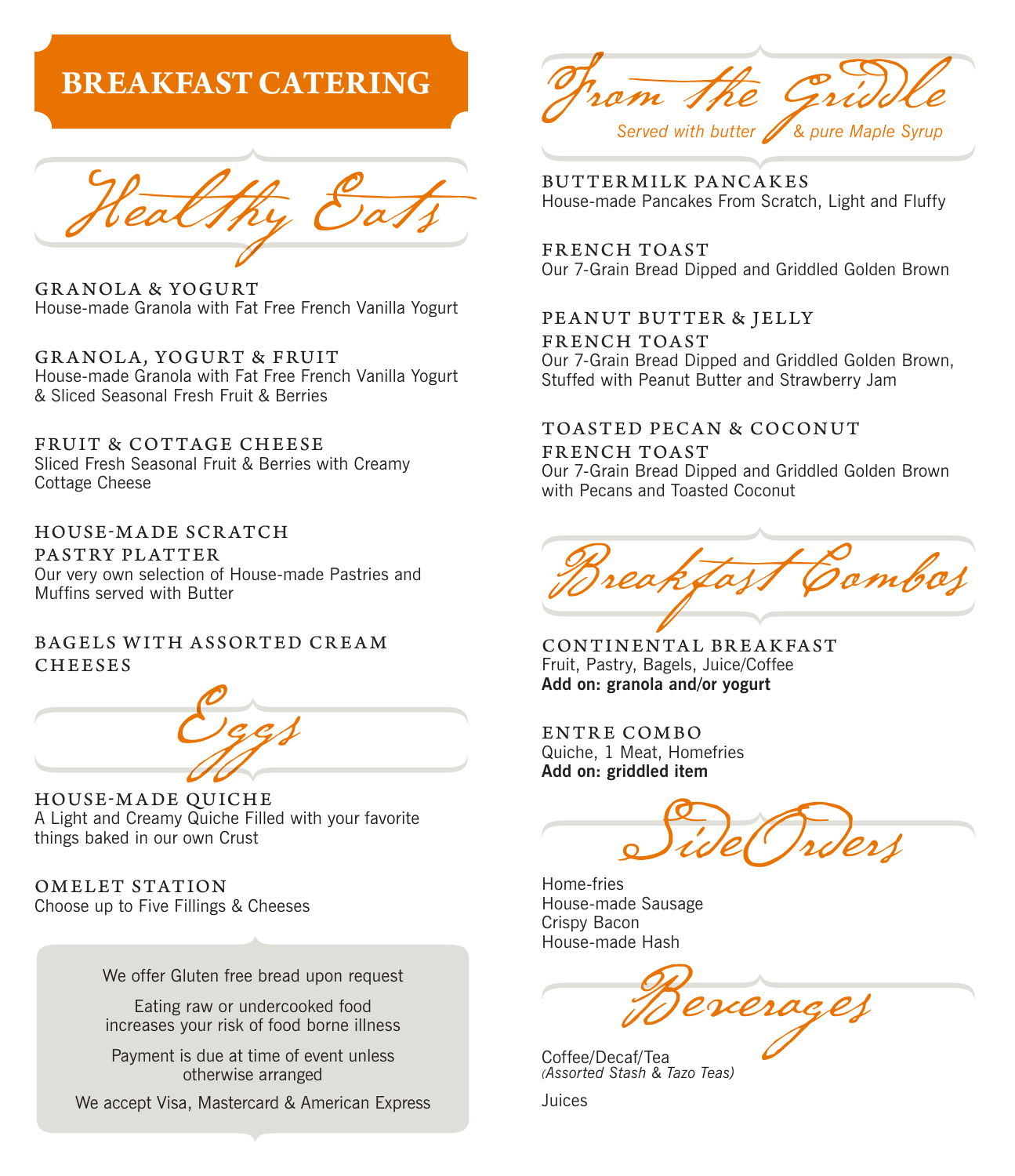# BREAKFAST CATERING

## Healthy Eats

**GRANOLA & YOGURT**
House-made Granola with Fat Free French Vanilla Yogurt

**GRANOLA, YOGURT & FRUIT**
House-made Granola with Fat Free French Vanilla Yogurt & Sliced Seasonal Fresh Fruit & Berries

**FRUIT & COTTAGE CHEESE**
Sliced Fresh Seasonal Fruit & Berries with Creamy Cottage Cheese

**HOUSE-MADE SCRATCH PASTRY PLATTER**
Our very own selection of House-made Pastries and Muffins served with Butter

**BAGELS WITH ASSORTED CREAM CHEESES**

## Eggs

**HOUSE-MADE QUICHE**
A Light and Creamy Quiche Filled with your favorite things baked in our own Crust

**OMELET STATION**
Choose up to Five Fillings & Cheeses

We offer Gluten free bread upon request

Eating raw or undercooked food increases your risk of food borne illness

Payment is due at time of event unless otherwise arranged

We accept Visa, Mastercard & American Express

## From the Griddle

*Served with butter & pure Maple Syrup*

**BUTTERMILK PANCAKES**
House-made Pancakes From Scratch, Light and Fluffy

**FRENCH TOAST**
Our 7-Grain Bread Dipped and Griddled Golden Brown

**PEANUT BUTTER & JELLY FRENCH TOAST**
Our 7-Grain Bread Dipped and Griddled Golden Brown, Stuffed with Peanut Butter and Strawberry Jam

**TOASTED PECAN & COCONUT FRENCH TOAST**
Our 7-Grain Bread Dipped and Griddled Golden Brown with Pecans and Toasted Coconut

## Breakfast Combos

**CONTINENTAL BREAKFAST**
Fruit, Pastry, Bagels, Juice/Coffee
**Add on: granola and/or yogurt**

**ENTRE COMBO**
Quiche, 1 Meat, Homefries
**Add on: griddled item**

## Side Orders

Home-fries
House-made Sausage
Crispy Bacon
House-made Hash

## Beverages

Coffee/Decaf/Tea
*(Assorted Stash & Tazo Teas)*

Juices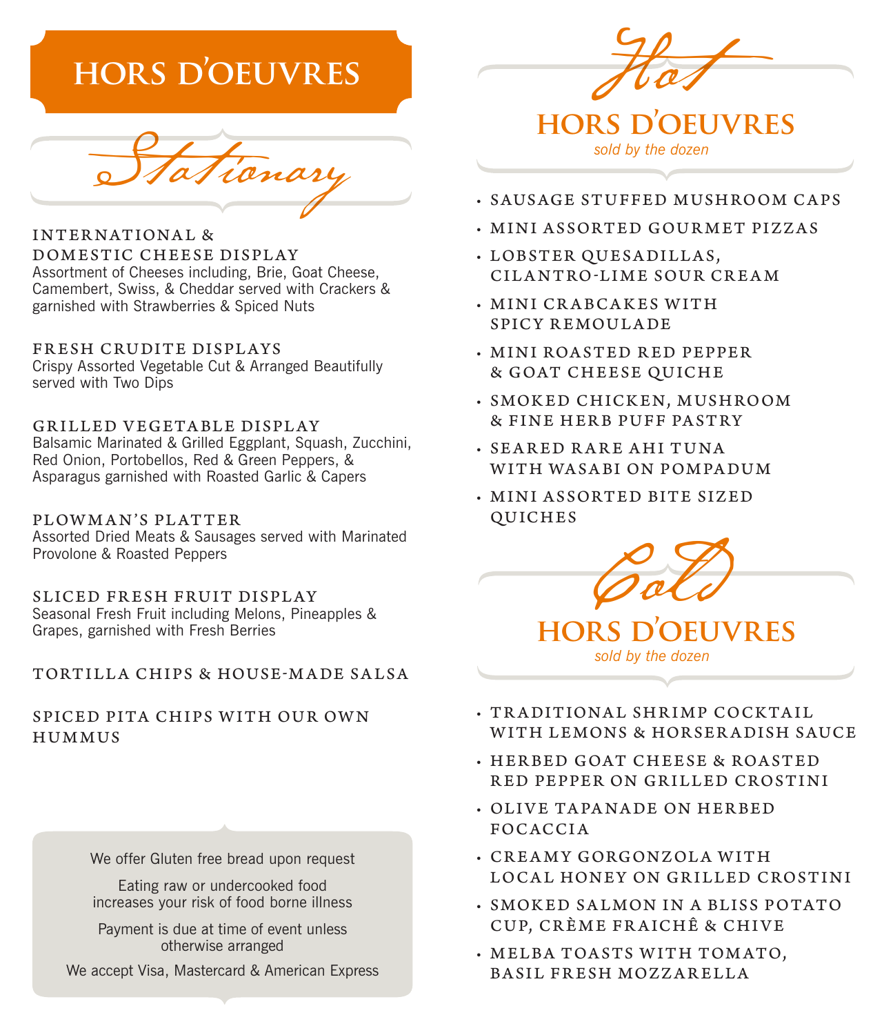# HORS D'OEUVRES

## Stationary

**INTERNATIONAL & DOMESTIC CHEESE DISPLAY**
Assortment of Cheeses including, Brie, Goat Cheese, Camembert, Swiss, & Cheddar served with Crackers & garnished with Strawberries & Spiced Nuts

**FRESH CRUDITE DISPLAYS**
Crispy Assorted Vegetable Cut & Arranged Beautifully served with Two Dips

**GRILLED VEGETABLE DISPLAY**
Balsamic Marinated & Grilled Eggplant, Squash, Zucchini, Red Onion, Portobellos, Red & Green Peppers, & Asparagus garnished with Roasted Garlic & Capers

**PLOWMAN'S PLATTER**
Assorted Dried Meats & Sausages served with Marinated Provolone & Roasted Peppers

**SLICED FRESH FRUIT DISPLAY**
Seasonal Fresh Fruit including Melons, Pineapples & Grapes, garnished with Fresh Berries

**TORTILLA CHIPS & HOUSE-MADE SALSA**

**SPICED PITA CHIPS WITH OUR OWN HUMMUS**

We offer Gluten free bread upon request

Eating raw or undercooked food increases your risk of food borne illness

Payment is due at time of event unless otherwise arranged

We accept Visa, Mastercard & American Express

## Hot HORS D'OEUVRES

*sold by the dozen*

- SAUSAGE STUFFED MUSHROOM CAPS
- MINI ASSORTED GOURMET PIZZAS
- LOBSTER QUESADILLAS, CILANTRO-LIME SOUR CREAM
- MINI CRABCAKES WITH SPICY REMOULADE
- MINI ROASTED RED PEPPER & GOAT CHEESE QUICHE
- SMOKED CHICKEN, MUSHROOM & FINE HERB PUFF PASTRY
- SEARED RARE AHI TUNA WITH WASABI ON POMPADUM
- MINI ASSORTED BITE SIZED QUICHES

## Cold HORS D'OEUVRES

*sold by the dozen*

- TRADITIONAL SHRIMP COCKTAIL WITH LEMONS & HORSERADISH SAUCE
- HERBED GOAT CHEESE & ROASTED RED PEPPER ON GRILLED CROSTINI
- OLIVE TAPANADE ON HERBED FOCACCIA
- CREAMY GORGONZOLA WITH LOCAL HONEY ON GRILLED CROSTINI
- SMOKED SALMON IN A BLISS POTATO CUP, CRÈME FRAICHÊ & CHIVE
- MELBA TOASTS WITH TOMATO, BASIL FRESH MOZZARELLA